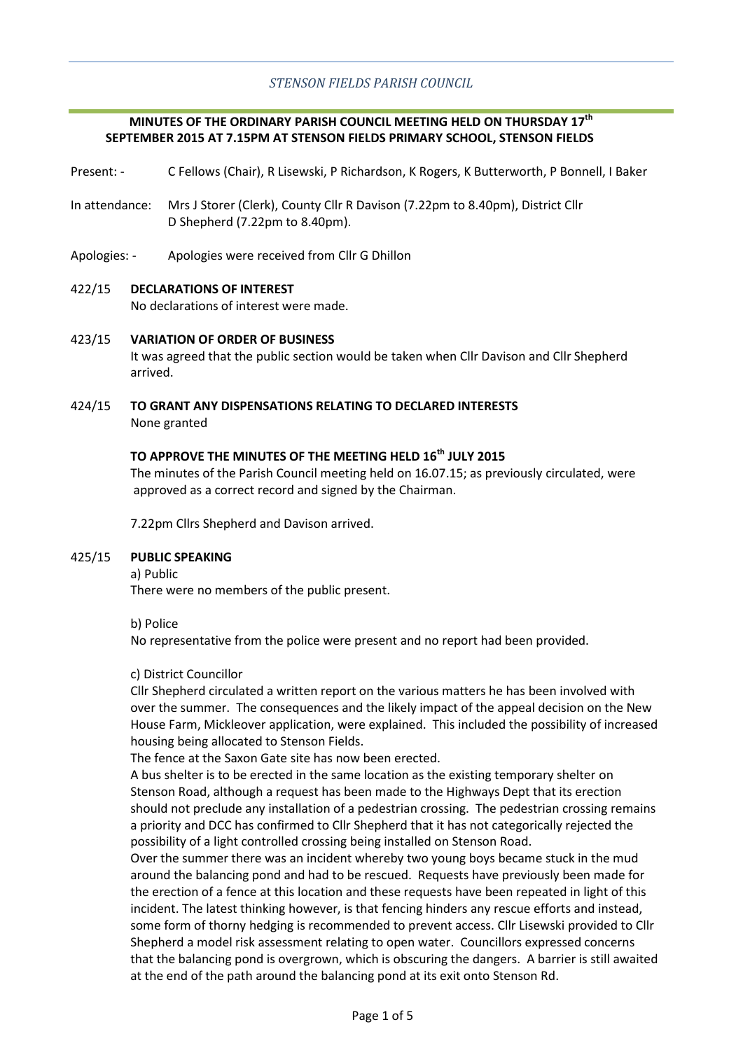*STENSON FIELDS PARISH COUNCIL*

**MINUTES OF THE ORDINARY PARISH COUNCIL MEETING HELD ON THURSDAY 17th SEPTEMBER 2015 AT 7.15PM AT STENSON FIELDS PRIMARY SCHOOL, STENSON FIELDS**

Present: - C Fellows (Chair), R Lisewski, P Richardson, K Rogers, K Butterworth, P Bonnell, I Baker

In attendance: Mrs J Storer (Clerk), County Cllr R Davison (7.22pm to 8.40pm), District Cllr D Shepherd (7.22pm to 8.40pm).

Apologies: - Apologies were received from Cllr G Dhillon

422/15 **DECLARATIONS OF INTEREST**

No declarations of interest were made.

423/15 **VARIATION OF ORDER OF BUSINESS**

It was agreed that the public section would be taken when Cllr Davison and Cllr Shepherd arrived.

424/15 **TO GRANT ANY DISPENSATIONS RELATING TO DECLARED INTERESTS**

None granted

**TO APPROVE THE MINUTES OF THE MEETING HELD 16th JULY 2015**

The minutes of the Parish Council meeting held on 16.07.15; as previously circulated, were approved as a correct record and signed by the Chairman.

7.22pm Cllrs Shepherd and Davison arrived.

425/15 **PUBLIC SPEAKING**

a) Public

There were no members of the public present.

b) Police

No representative from the police were present and no report had been provided.

c) District Councillor

Cllr Shepherd circulated a written report on the various matters he has been involved with over the summer. The consequences and the likely impact of the appeal decision on the New House Farm, Mickleover application, were explained. This included the possibility of increased housing being allocated to Stenson Fields.

The fence at the Saxon Gate site has now been erected.

A bus shelter is to be erected in the same location as the existing temporary shelter on Stenson Road, although a request has been made to the Highways Dept that its erection should not preclude any installation of a pedestrian crossing. The pedestrian crossing remains a priority and DCC has confirmed to Cllr Shepherd that it has not categorically rejected the possibility of a light controlled crossing being installed on Stenson Road.

Over the summer there was an incident whereby two young boys became stuck in the mud around the balancing pond and had to be rescued. Requests have previously been made for the erection of a fence at this location and these requests have been repeated in light of this incident. The latest thinking however, is that fencing hinders any rescue efforts and instead, some form of thorny hedging is recommended to prevent access. Cllr Lisewski provided to Cllr Shepherd a model risk assessment relating to open water. Councillors expressed concerns that the balancing pond is overgrown, which is obscuring the dangers. A barrier is still awaited at the end of the path around the balancing pond at its exit onto Stenson Rd.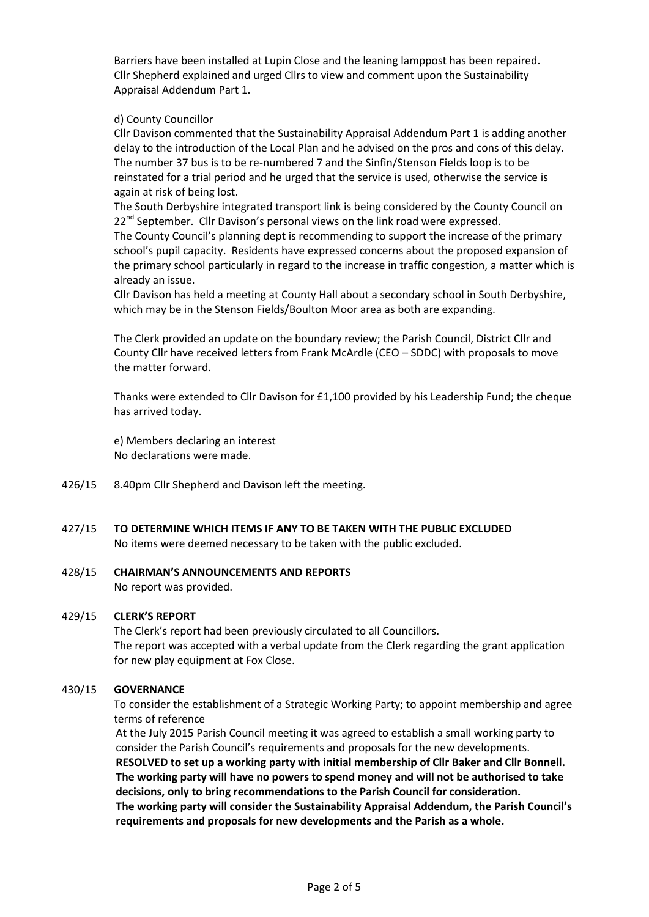Barriers have been installed at Lupin Close and the leaning lamppost has been repaired. Cllr Shepherd explained and urged Cllrs to view and comment upon the Sustainability Appraisal Addendum Part 1.

d) County Councillor

Cllr Davison commented that the Sustainability Appraisal Addendum Part 1 is adding another delay to the introduction of the Local Plan and he advised on the pros and cons of this delay. The number 37 bus is to be re-numbered 7 and the Sinfin/Stenson Fields loop is to be reinstated for a trial period and he urged that the service is used, otherwise the service is again at risk of being lost.

The South Derbyshire integrated transport link is being considered by the County Council on 22nd September. Cllr Davison's personal views on the link road were expressed.

The County Council's planning dept is recommending to support the increase of the primary school's pupil capacity. Residents have expressed concerns about the proposed expansion of the primary school particularly in regard to the increase in traffic congestion, a matter which is already an issue.

Cllr Davison has held a meeting at County Hall about a secondary school in South Derbyshire, which may be in the Stenson Fields/Boulton Moor area as both are expanding.

The Clerk provided an update on the boundary review; the Parish Council, District Cllr and County Cllr have received letters from Frank McArdle (CEO – SDDC) with proposals to move the matter forward.

Thanks were extended to Cllr Davison for £1,100 provided by his Leadership Fund; the cheque has arrived today.

e) Members declaring an interest

No declarations were made.

426/15 8.40pm Cllr Shepherd and Davison left the meeting.

427/15 **TO DETERMINE WHICH ITEMS IF ANY TO BE TAKEN WITH THE PUBLIC EXCLUDED**

No items were deemed necessary to be taken with the public excluded.

428/15 **CHAIRMAN'S ANNOUNCEMENTS AND REPORTS**

No report was provided.

429/15 **CLERK'S REPORT**

The Clerk's report had been previously circulated to all Councillors.
The report was accepted with a verbal update from the Clerk regarding the grant application for new play equipment at Fox Close.

430/15 **GOVERNANCE**

To consider the establishment of a Strategic Working Party; to appoint membership and agree terms of reference

At the July 2015 Parish Council meeting it was agreed to establish a small working party to consider the Parish Council's requirements and proposals for the new developments.

**RESOLVED to set up a working party with initial membership of Cllr Baker and Cllr Bonnell. The working party will have no powers to spend money and will not be authorised to take decisions, only to bring recommendations to the Parish Council for consideration. The working party will consider the Sustainability Appraisal Addendum, the Parish Council's requirements and proposals for new developments and the Parish as a whole.**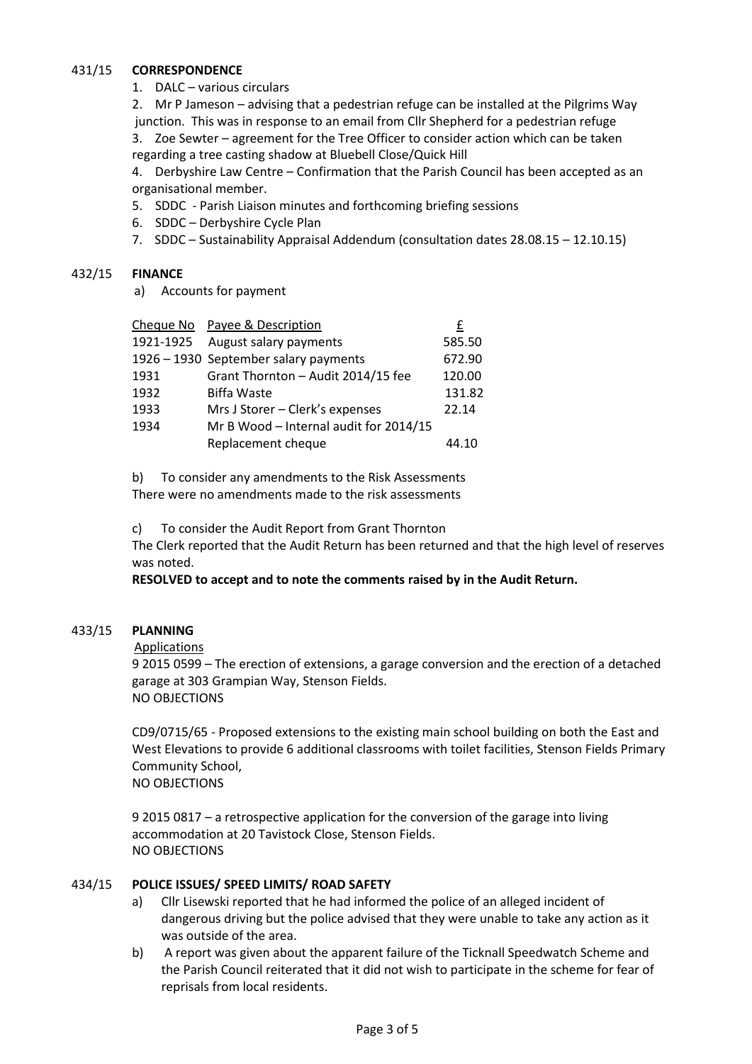431/15 **CORRESPONDENCE**

1. DALC – various circulars
2. Mr P Jameson – advising that a pedestrian refuge can be installed at the Pilgrims Way junction. This was in response to an email from Cllr Shepherd for a pedestrian refuge
3. Zoe Sewter – agreement for the Tree Officer to consider action which can be taken regarding a tree casting shadow at Bluebell Close/Quick Hill
4. Derbyshire Law Centre – Confirmation that the Parish Council has been accepted as an organisational member.
5. SDDC - Parish Liaison minutes and forthcoming briefing sessions
6. SDDC – Derbyshire Cycle Plan
7. SDDC – Sustainability Appraisal Addendum (consultation dates 28.08.15 – 12.10.15)

432/15 **FINANCE**

a) Accounts for payment

| Cheque No | Payee & Description | £ |
|---|---|---|
| 1921-1925 | August salary payments | 585.50 |
| 1926 – 1930 | September salary payments | 672.90 |
| 1931 | Grant Thornton – Audit 2014/15 fee | 120.00 |
| 1932 | Biffa Waste | 131.82 |
| 1933 | Mrs J Storer – Clerk's expenses | 22.14 |
| 1934 | Mr B Wood – Internal audit for 2014/15 Replacement cheque | 44.10 |

b) To consider any amendments to the Risk Assessments
There were no amendments made to the risk assessments

c) To consider the Audit Report from Grant Thornton
The Clerk reported that the Audit Return has been returned and that the high level of reserves was noted.

**RESOLVED to accept and to note the comments raised by in the Audit Return.**

433/15 **PLANNING**

Applications

9 2015 0599 – The erection of extensions, a garage conversion and the erection of a detached garage at 303 Grampian Way, Stenson Fields.
NO OBJECTIONS

CD9/0715/65 - Proposed extensions to the existing main school building on both the East and West Elevations to provide 6 additional classrooms with toilet facilities, Stenson Fields Primary Community School,
NO OBJECTIONS

9 2015 0817 – a retrospective application for the conversion of the garage into living accommodation at 20 Tavistock Close, Stenson Fields.
NO OBJECTIONS

434/15 **POLICE ISSUES/ SPEED LIMITS/ ROAD SAFETY**

a) Cllr Lisewski reported that he had informed the police of an alleged incident of dangerous driving but the police advised that they were unable to take any action as it was outside of the area.
b) A report was given about the apparent failure of the Ticknall Speedwatch Scheme and the Parish Council reiterated that it did not wish to participate in the scheme for fear of reprisals from local residents.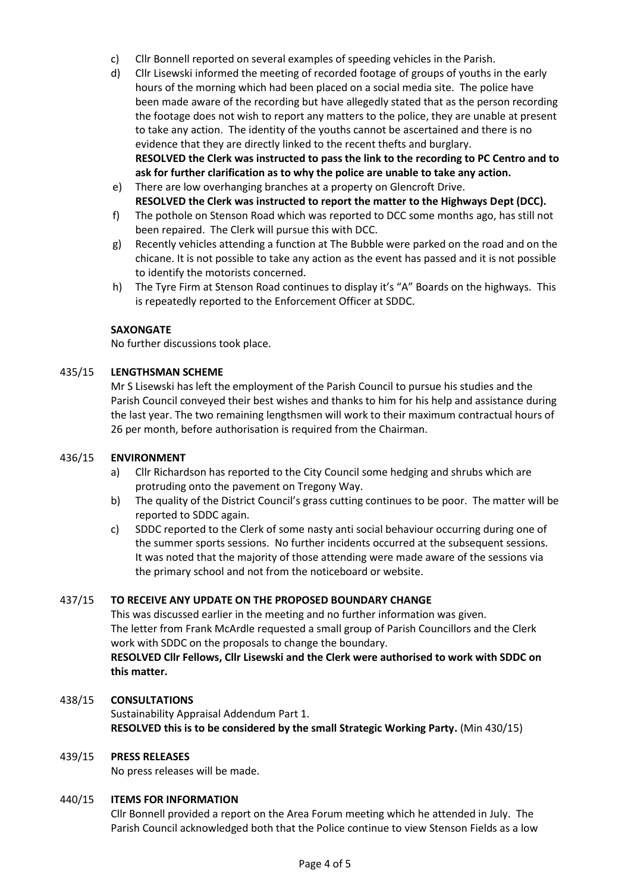c) Cllr Bonnell reported on several examples of speeding vehicles in the Parish.

d) Cllr Lisewski informed the meeting of recorded footage of groups of youths in the early hours of the morning which had been placed on a social media site. The police have been made aware of the recording but have allegedly stated that as the person recording the footage does not wish to report any matters to the police, they are unable at present to take any action. The identity of the youths cannot be ascertained and there is no evidence that they are directly linked to the recent thefts and burglary.
**RESOLVED the Clerk was instructed to pass the link to the recording to PC Centro and to ask for further clarification as to why the police are unable to take any action.**

e) There are low overhanging branches at a property on Glencroft Drive.
**RESOLVED the Clerk was instructed to report the matter to the Highways Dept (DCC).**

f) The pothole on Stenson Road which was reported to DCC some months ago, has still not been repaired. The Clerk will pursue this with DCC.

g) Recently vehicles attending a function at The Bubble were parked on the road and on the chicane. It is not possible to take any action as the event has passed and it is not possible to identify the motorists concerned.

h) The Tyre Firm at Stenson Road continues to display it's "A" Boards on the highways. This is repeatedly reported to the Enforcement Officer at SDDC.

**SAXONGATE**

No further discussions took place.

## 435/15 LENGTHSMAN SCHEME

Mr S Lisewski has left the employment of the Parish Council to pursue his studies and the Parish Council conveyed their best wishes and thanks to him for his help and assistance during the last year. The two remaining lengthsmen will work to their maximum contractual hours of 26 per month, before authorisation is required from the Chairman.

## 436/15 ENVIRONMENT

a) Cllr Richardson has reported to the City Council some hedging and shrubs which are protruding onto the pavement on Tregony Way.

b) The quality of the District Council's grass cutting continues to be poor. The matter will be reported to SDDC again.

c) SDDC reported to the Clerk of some nasty anti social behaviour occurring during one of the summer sports sessions. No further incidents occurred at the subsequent sessions. It was noted that the majority of those attending were made aware of the sessions via the primary school and not from the noticeboard or website.

## 437/15 TO RECEIVE ANY UPDATE ON THE PROPOSED BOUNDARY CHANGE

This was discussed earlier in the meeting and no further information was given.
The letter from Frank McArdle requested a small group of Parish Councillors and the Clerk work with SDDC on the proposals to change the boundary.
**RESOLVED Cllr Fellows, Cllr Lisewski and the Clerk were authorised to work with SDDC on this matter.**

## 438/15 CONSULTATIONS

Sustainability Appraisal Addendum Part 1.
**RESOLVED this is to be considered by the small Strategic Working Party.** (Min 430/15)

## 439/15 PRESS RELEASES

No press releases will be made.

## 440/15 ITEMS FOR INFORMATION

Cllr Bonnell provided a report on the Area Forum meeting which he attended in July. The Parish Council acknowledged both that the Police continue to view Stenson Fields as a low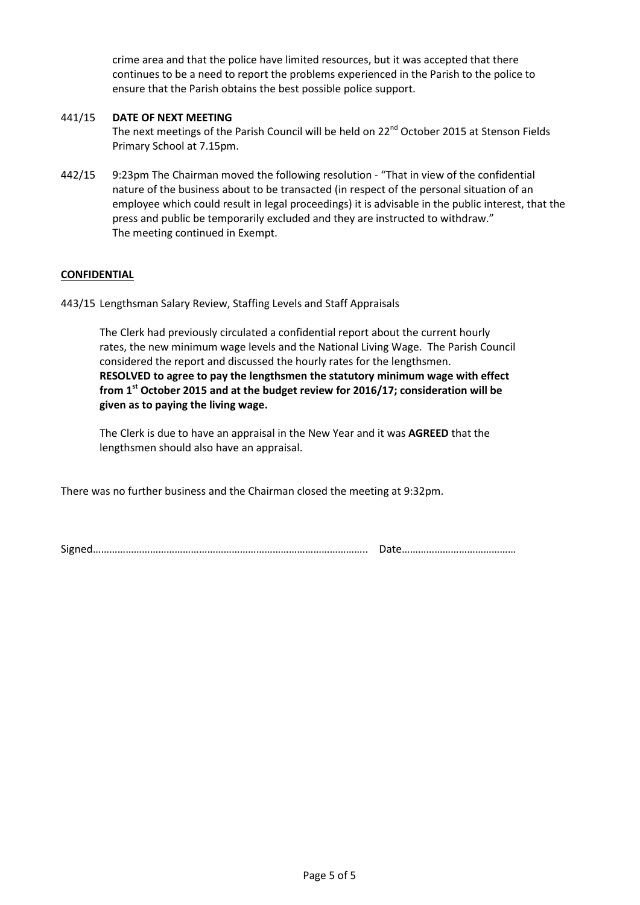crime area and that the police have limited resources, but it was accepted that there continues to be a need to report the problems experienced in the Parish to the police to ensure that the Parish obtains the best possible police support.

441/15 **DATE OF NEXT MEETING**

The next meetings of the Parish Council will be held on 22nd October 2015 at Stenson Fields Primary School at 7.15pm.

442/15 9:23pm The Chairman moved the following resolution - "That in view of the confidential nature of the business about to be transacted (in respect of the personal situation of an employee which could result in legal proceedings) it is advisable in the public interest, that the press and public be temporarily excluded and they are instructed to withdraw."
The meeting continued in Exempt.

**CONFIDENTIAL**

443/15 Lengthsman Salary Review, Staffing Levels and Staff Appraisals

The Clerk had previously circulated a confidential report about the current hourly rates, the new minimum wage levels and the National Living Wage. The Parish Council considered the report and discussed the hourly rates for the lengthsmen.
**RESOLVED to agree to pay the lengthsmen the statutory minimum wage with effect from 1st October 2015 and at the budget review for 2016/17; consideration will be given as to paying the living wage.**

The Clerk is due to have an appraisal in the New Year and it was **AGREED** that the lengthsmen should also have an appraisal.

There was no further business and the Chairman closed the meeting at 9:32pm.

Signed………………………………………………………………………………….. Date……………………………………